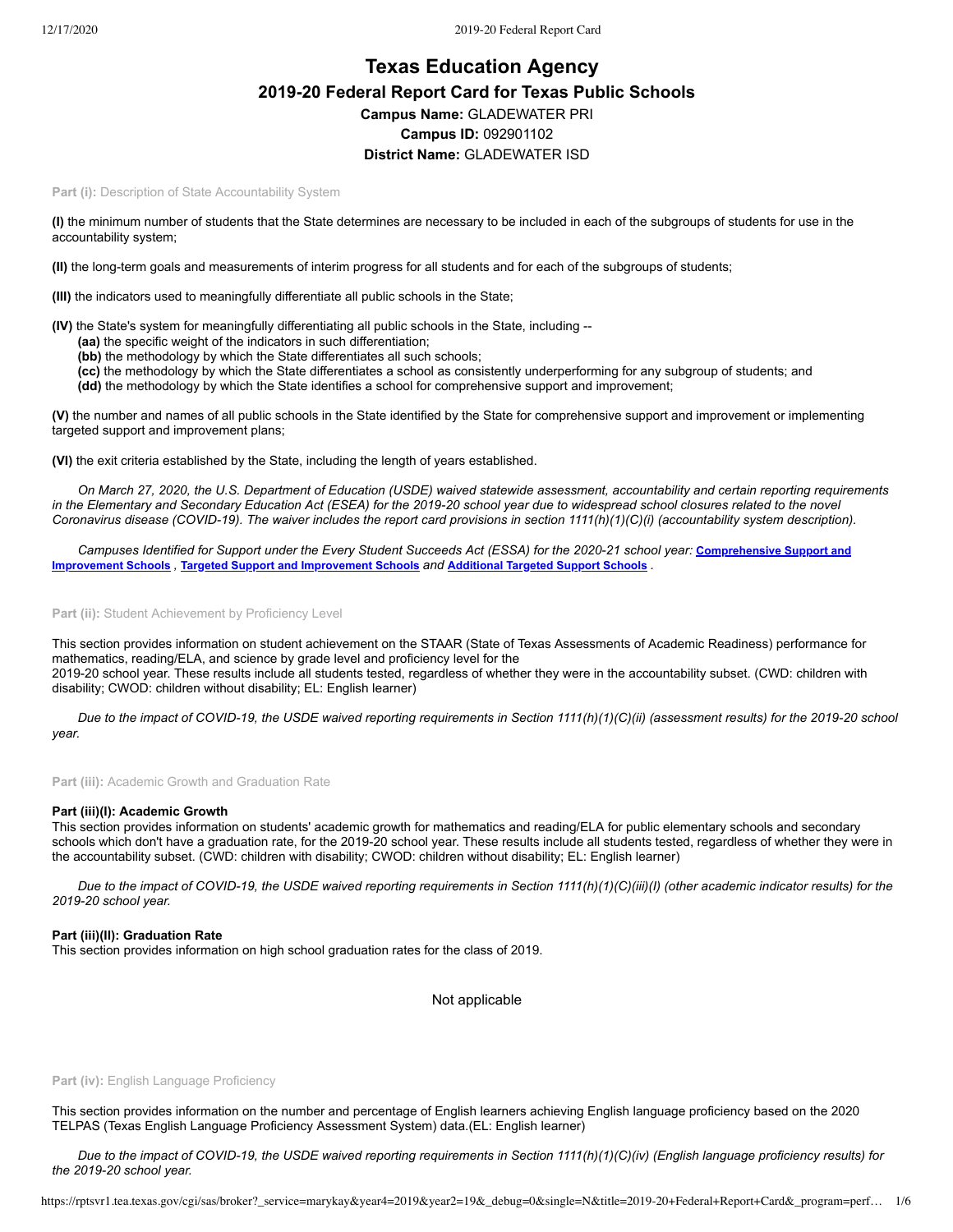# Texas Education Agency

## 2019-20 Federal Report Card for Texas Public Schools

**Campus Name:** GLADEWATER PRI

**Campus ID:** 092901102

**District Name:** GLADEWATER ISD

**Part (i):** Description of State Accountability System

**(I)** the minimum number of students that the State determines are necessary to be included in each of the subgroups of students for use in the accountability system;

**(II)** the long-term goals and measurements of interim progress for all students and for each of the subgroups of students;

**(III)** the indicators used to meaningfully differentiate all public schools in the State;

**(IV)** the State's system for meaningfully differentiating all public schools in the State, including --

- **(aa)** the specific weight of the indicators in such differentiation;
- **(bb)** the methodology by which the State differentiates all such schools;
- **(cc)** the methodology by which the State differentiates a school as consistently underperforming for any subgroup of students; and
- **(dd)** the methodology by which the State identifies a school for comprehensive support and improvement;

**(V)** the number and names of all public schools in the State identified by the State for comprehensive support and improvement or implementing targeted support and improvement plans;

**(VI)** the exit criteria established by the State, including the length of years established.

*On March 27, 2020, the U.S. Department of Education (USDE) waived statewide assessment, accountability and certain reporting requirements in the Elementary and Secondary Education Act (ESEA) for the 2019-20 school year due to widespread school closures related to the novel Coronavirus disease (COVID-19). The waiver includes the report card provisions in section 1111(h)(1)(C)(i) (accountability system description).*

*Campuses Identified for Support under the Every Student Succeeds Act (ESSA) for the 2020-21 school year:* **Comprehensive Support and Improvement Schools** , **Targeted Support and Improvement Schools** *and* **Additional Targeted Support Schools** .

**Part (ii):** Student Achievement by Proficiency Level

This section provides information on student achievement on the STAAR (State of Texas Assessments of Academic Readiness) performance for mathematics, reading/ELA, and science by grade level and proficiency level for the 2019-20 school year. These results include all students tested, regardless of whether they were in the accountability subset. (CWD: children with disability; CWOD: children without disability; EL: English learner)

*Due to the impact of COVID-19, the USDE waived reporting requirements in Section 1111(h)(1)(C)(ii) (assessment results) for the 2019-20 school year.*

**Part (iii):** Academic Growth and Graduation Rate

### Part (iii)(I): Academic Growth

This section provides information on students' academic growth for mathematics and reading/ELA for public elementary schools and secondary schools which don't have a graduation rate, for the 2019-20 school year. These results include all students tested, regardless of whether they were in the accountability subset. (CWD: children with disability; CWOD: children without disability; EL: English learner)

*Due to the impact of COVID-19, the USDE waived reporting requirements in Section 1111(h)(1)(C)(iii)(I) (other academic indicator results) for the 2019-20 school year.*

### Part (iii)(II): Graduation Rate

This section provides information on high school graduation rates for the class of 2019.

Not applicable

**Part (iv):** English Language Proficiency

This section provides information on the number and percentage of English learners achieving English language proficiency based on the 2020 TELPAS (Texas English Language Proficiency Assessment System) data.(EL: English learner)

*Due to the impact of COVID-19, the USDE waived reporting requirements in Section 1111(h)(1)(C)(iv) (English language proficiency results) for the 2019-20 school year.*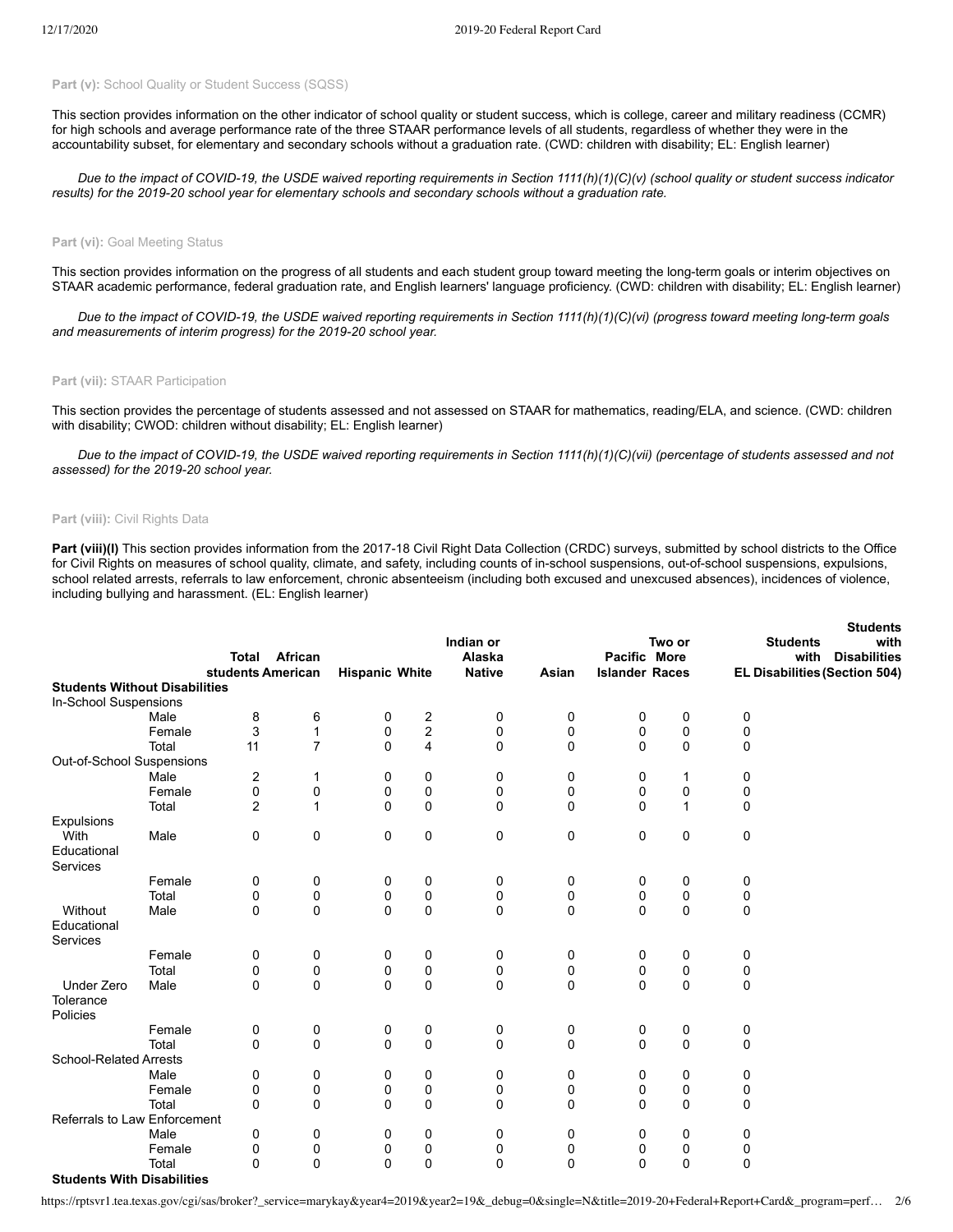**Part (v):** School Quality or Student Success (SQSS)

This section provides information on the other indicator of school quality or student success, which is college, career and military readiness (CCMR) for high schools and average performance rate of the three STAAR performance levels of all students, regardless of whether they were in the accountability subset, for elementary and secondary schools without a graduation rate. (CWD: children with disability; EL: English learner)

*Due to the impact of COVID-19, the USDE waived reporting requirements in Section 1111(h)(1)(C)(v) (school quality or student success indicator results) for the 2019-20 school year for elementary schools and secondary schools without a graduation rate.*

**Part (vi):** Goal Meeting Status

This section provides information on the progress of all students and each student group toward meeting the long-term goals or interim objectives on STAAR academic performance, federal graduation rate, and English learners' language proficiency. (CWD: children with disability; EL: English learner)

*Due to the impact of COVID-19, the USDE waived reporting requirements in Section 1111(h)(1)(C)(vi) (progress toward meeting long-term goals and measurements of interim progress) for the 2019-20 school year.*

**Part (vii):** STAAR Participation

This section provides the percentage of students assessed and not assessed on STAAR for mathematics, reading/ELA, and science. (CWD: children with disability; CWOD: children without disability; EL: English learner)

*Due to the impact of COVID-19, the USDE waived reporting requirements in Section 1111(h)(1)(C)(vii) (percentage of students assessed and not assessed) for the 2019-20 school year.*

**Part (viii):** Civil Rights Data

**Part (viii)(I)** This section provides information from the 2017-18 Civil Right Data Collection (CRDC) surveys, submitted by school districts to the Office for Civil Rights on measures of school quality, climate, and safety, including counts of in-school suspensions, out-of-school suspensions, expulsions, school related arrests, referrals to law enforcement, chronic absenteeism (including both excused and unexcused absences), incidences of violence, including bullying and harassment. (EL: English learner)

| | | Total students | African American | Hispanic | White | Indian or Alaska Native | Asian | Pacific Islander | Two or More Races | EL | Students with Disabilities | Students with Disabilities (Section 504) |
|---|---|---|---|---|---|---|---|---|---|---|---|---|
| **Students Without Disabilities** | | | | | | | | | | | | |
| In-School Suspensions | | | | | | | | | | | | |
| | Male | 8 | 6 | 0 | 2 | 0 | 0 | 0 | 0 | 0 | | |
| | Female | 3 | 1 | 0 | 2 | 0 | 0 | 0 | 0 | 0 | | |
| | Total | 11 | 7 | 0 | 4 | 0 | 0 | 0 | 0 | 0 | | |
| Out-of-School Suspensions | | | | | | | | | | | | |
| | Male | 2 | 1 | 0 | 0 | 0 | 0 | 0 | 1 | 0 | | |
| | Female | 0 | 0 | 0 | 0 | 0 | 0 | 0 | 0 | 0 | | |
| | Total | 2 | 1 | 0 | 0 | 0 | 0 | 0 | 1 | 0 | | |
| Expulsions | | | | | | | | | | | | |
| With Educational Services | Male | 0 | 0 | 0 | 0 | 0 | 0 | 0 | 0 | 0 | | |
| | Female | 0 | 0 | 0 | 0 | 0 | 0 | 0 | 0 | 0 | | |
| | Total | 0 | 0 | 0 | 0 | 0 | 0 | 0 | 0 | 0 | | |
| Without Educational Services | Male | 0 | 0 | 0 | 0 | 0 | 0 | 0 | 0 | 0 | | |
| | Female | 0 | 0 | 0 | 0 | 0 | 0 | 0 | 0 | 0 | | |
| | Total | 0 | 0 | 0 | 0 | 0 | 0 | 0 | 0 | 0 | | |
| Under Zero Tolerance Policies | Male | 0 | 0 | 0 | 0 | 0 | 0 | 0 | 0 | 0 | | |
| | Female | 0 | 0 | 0 | 0 | 0 | 0 | 0 | 0 | 0 | | |
| | Total | 0 | 0 | 0 | 0 | 0 | 0 | 0 | 0 | 0 | | |
| School-Related Arrests | | | | | | | | | | | | |
| | Male | 0 | 0 | 0 | 0 | 0 | 0 | 0 | 0 | 0 | | |
| | Female | 0 | 0 | 0 | 0 | 0 | 0 | 0 | 0 | 0 | | |
| | Total | 0 | 0 | 0 | 0 | 0 | 0 | 0 | 0 | 0 | | |
| Referrals to Law Enforcement | | | | | | | | | | | | |
| | Male | 0 | 0 | 0 | 0 | 0 | 0 | 0 | 0 | 0 | | |
| | Female | 0 | 0 | 0 | 0 | 0 | 0 | 0 | 0 | 0 | | |
| | Total | 0 | 0 | 0 | 0 | 0 | 0 | 0 | 0 | 0 | | |
| **Students With Disabilities** | | | | | | | | | | | | |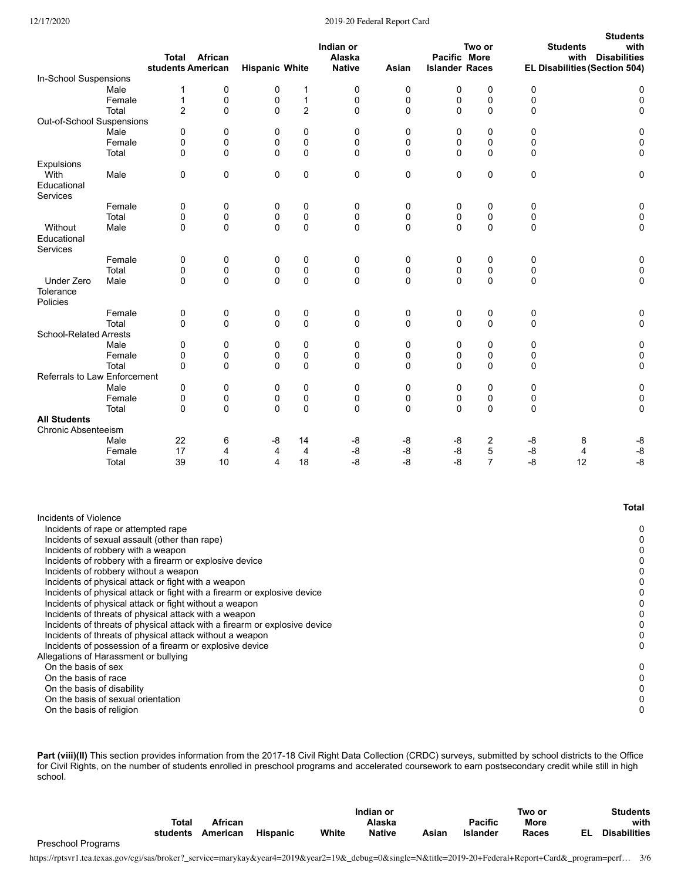| | | Total students | African American | Hispanic | White | Indian or Alaska Native | Asian | Pacific Islander | Two or More Races | EL | Students with Disabilities | Students with Disabilities (Section 504) |
|---|---|---|---|---|---|---|---|---|---|---|---|---|
| In-School Suspensions | | | | | | | | | | | | |
| | Male | 1 | 0 | 0 | 1 | 0 | 0 | 0 | 0 | 0 | | 0 |
| | Female | 1 | 0 | 0 | 1 | 0 | 0 | 0 | 0 | 0 | | 0 |
| | Total | 2 | 0 | 0 | 2 | 0 | 0 | 0 | 0 | 0 | | 0 |
| Out-of-School Suspensions | | | | | | | | | | | | |
| | Male | 0 | 0 | 0 | 0 | 0 | 0 | 0 | 0 | 0 | | 0 |
| | Female | 0 | 0 | 0 | 0 | 0 | 0 | 0 | 0 | 0 | | 0 |
| | Total | 0 | 0 | 0 | 0 | 0 | 0 | 0 | 0 | 0 | | 0 |
| Expulsions | | | | | | | | | | | | |
| With Educational Services | Male | 0 | 0 | 0 | 0 | 0 | 0 | 0 | 0 | 0 | | 0 |
| | Female | 0 | 0 | 0 | 0 | 0 | 0 | 0 | 0 | 0 | | 0 |
| | Total | 0 | 0 | 0 | 0 | 0 | 0 | 0 | 0 | 0 | | 0 |
| Without Educational Services | Male | 0 | 0 | 0 | 0 | 0 | 0 | 0 | 0 | 0 | | 0 |
| | Female | 0 | 0 | 0 | 0 | 0 | 0 | 0 | 0 | 0 | | 0 |
| | Total | 0 | 0 | 0 | 0 | 0 | 0 | 0 | 0 | 0 | | 0 |
| Under Zero Tolerance Policies | Male | 0 | 0 | 0 | 0 | 0 | 0 | 0 | 0 | 0 | | 0 |
| | Female | 0 | 0 | 0 | 0 | 0 | 0 | 0 | 0 | 0 | | 0 |
| | Total | 0 | 0 | 0 | 0 | 0 | 0 | 0 | 0 | 0 | | 0 |
| School-Related Arrests | | | | | | | | | | | | |
| | Male | 0 | 0 | 0 | 0 | 0 | 0 | 0 | 0 | 0 | | 0 |
| | Female | 0 | 0 | 0 | 0 | 0 | 0 | 0 | 0 | 0 | | 0 |
| | Total | 0 | 0 | 0 | 0 | 0 | 0 | 0 | 0 | 0 | | 0 |
| Referrals to Law Enforcement | | | | | | | | | | | | |
| | Male | 0 | 0 | 0 | 0 | 0 | 0 | 0 | 0 | 0 | | 0 |
| | Female | 0 | 0 | 0 | 0 | 0 | 0 | 0 | 0 | 0 | | 0 |
| | Total | 0 | 0 | 0 | 0 | 0 | 0 | 0 | 0 | 0 | | 0 |
| **All Students** | | | | | | | | | | | | |
| Chronic Absenteeism | | | | | | | | | | | | |
| | Male | 22 | 6 | -8 | 14 | -8 | -8 | -8 | 2 | -8 | 8 | -8 |
| | Female | 17 | 4 | 4 | 4 | -8 | -8 | -8 | 5 | -8 | 4 | -8 |
| | Total | 39 | 10 | 4 | 18 | -8 | -8 | -8 | 7 | -8 | 12 | -8 |

| | Total |
|---|---|
| Incidents of Violence | |
| Incidents of rape or attempted rape | 0 |
| Incidents of sexual assault (other than rape) | 0 |
| Incidents of robbery with a weapon | 0 |
| Incidents of robbery with a firearm or explosive device | 0 |
| Incidents of robbery without a weapon | 0 |
| Incidents of physical attack or fight with a weapon | 0 |
| Incidents of physical attack or fight with a firearm or explosive device | 0 |
| Incidents of physical attack or fight without a weapon | 0 |
| Incidents of threats of physical attack with a weapon | 0 |
| Incidents of threats of physical attack with a firearm or explosive device | 0 |
| Incidents of threats of physical attack without a weapon | 0 |
| Incidents of possession of a firearm or explosive device | 0 |
| Allegations of Harassment or bullying | |
| On the basis of sex | 0 |
| On the basis of race | 0 |
| On the basis of disability | 0 |
| On the basis of sexual orientation | 0 |
| On the basis of religion | 0 |

**Part (viii)(II)** This section provides information from the 2017-18 Civil Right Data Collection (CRDC) surveys, submitted by school districts to the Office for Civil Rights, on the number of students enrolled in preschool programs and accelerated coursework to earn postsecondary credit while still in high school.

| | Total students | African American | Hispanic | White | Indian or Alaska Native | Asian | Pacific Islander | Two or More Races | EL | Students with Disabilities |
|---|---|---|---|---|---|---|---|---|---|---|
| Preschool Programs | | | | | | | | | | |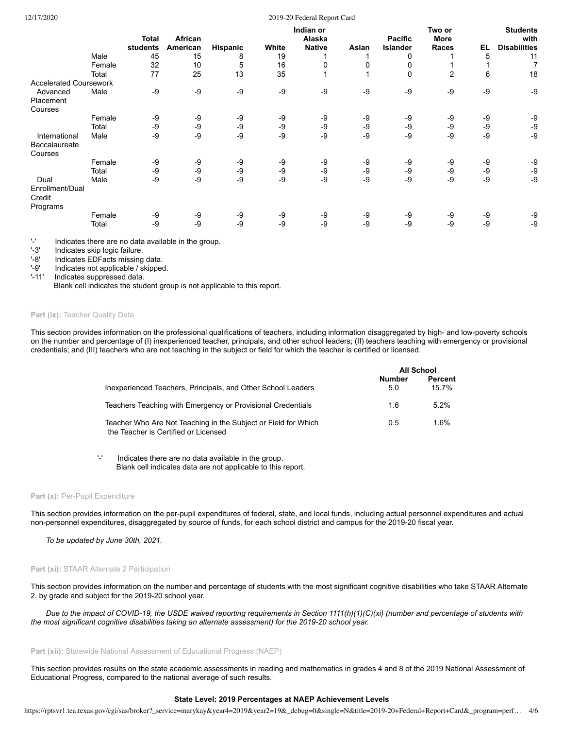| | | Total students | African American | Hispanic | White | Indian or Alaska Native | Asian | Pacific Islander | Two or More Races | EL | Students with Disabilities |
|---|---|---|---|---|---|---|---|---|---|---|---|
| | Male | 45 | 15 | 8 | 19 | 1 | 1 | 0 | 1 | 5 | 11 |
| | Female | 32 | 10 | 5 | 16 | 0 | 0 | 0 | 1 | 1 | 7 |
| | Total | 77 | 25 | 13 | 35 | 1 | 1 | 0 | 2 | 6 | 18 |
| Accelerated Coursework | | | | | | | | | | | |
| Advanced Placement Courses | Male | -9 | -9 | -9 | -9 | -9 | -9 | -9 | -9 | -9 | -9 |
| | Female | -9 | -9 | -9 | -9 | -9 | -9 | -9 | -9 | -9 | -9 |
| | Total | -9 | -9 | -9 | -9 | -9 | -9 | -9 | -9 | -9 | -9 |
| International Baccalaureate Courses | Male | -9 | -9 | -9 | -9 | -9 | -9 | -9 | -9 | -9 | -9 |
| | Female | -9 | -9 | -9 | -9 | -9 | -9 | -9 | -9 | -9 | -9 |
| | Total | -9 | -9 | -9 | -9 | -9 | -9 | -9 | -9 | -9 | -9 |
| Dual Enrollment/Dual Credit Programs | Male | -9 | -9 | -9 | -9 | -9 | -9 | -9 | -9 | -9 | -9 |
| | Female | -9 | -9 | -9 | -9 | -9 | -9 | -9 | -9 | -9 | -9 |
| | Total | -9 | -9 | -9 | -9 | -9 | -9 | -9 | -9 | -9 | -9 |

'-' Indicates there are no data available in the group.
'-3' Indicates skip logic failure.
'-8' Indicates EDFacts missing data.
'-9' Indicates not applicable / skipped.
'-11' Indicates suppressed data.
Blank cell indicates the student group is not applicable to this report.

**Part (ix):** Teacher Quality Data

This section provides information on the professional qualifications of teachers, including information disaggregated by high- and low-poverty schools on the number and percentage of (I) inexperienced teacher, principals, and other school leaders; (II) teachers teaching with emergency or provisional credentials; and (III) teachers who are not teaching in the subject or field for which the teacher is certified or licensed.

| | All School | |
|---|---|---|
| | Number | Percent |
| Inexperienced Teachers, Principals, and Other School Leaders | 5.0 | 15.7% |
| Teachers Teaching with Emergency or Provisional Credentials | 1.6 | 5.2% |
| Teacher Who Are Not Teaching in the Subject or Field for Which the Teacher is Certified or Licensed | 0.5 | 1.6% |

'-' Indicates there are no data available in the group.
Blank cell indicates data are not applicable to this report.

**Part (x):** Per-Pupil Expenditure

This section provides information on the per-pupil expenditures of federal, state, and local funds, including actual personnel expenditures and actual non-personnel expenditures, disaggregated by source of funds, for each school district and campus for the 2019-20 fiscal year.

*To be updated by June 30th, 2021.*

**Part (xi):** STAAR Alternate 2 Participation

This section provides information on the number and percentage of students with the most significant cognitive disabilities who take STAAR Alternate 2, by grade and subject for the 2019-20 school year.

*Due to the impact of COVID-19, the USDE waived reporting requirements in Section 1111(h)(1)(C)(xi) (number and percentage of students with the most significant cognitive disabilities taking an alternate assessment) for the 2019-20 school year.*

**Part (xii):** Statewide National Assessment of Educational Progress (NAEP)

This section provides results on the state academic assessments in reading and mathematics in grades 4 and 8 of the 2019 National Assessment of Educational Progress, compared to the national average of such results.

**State Level: 2019 Percentages at NAEP Achievement Levels**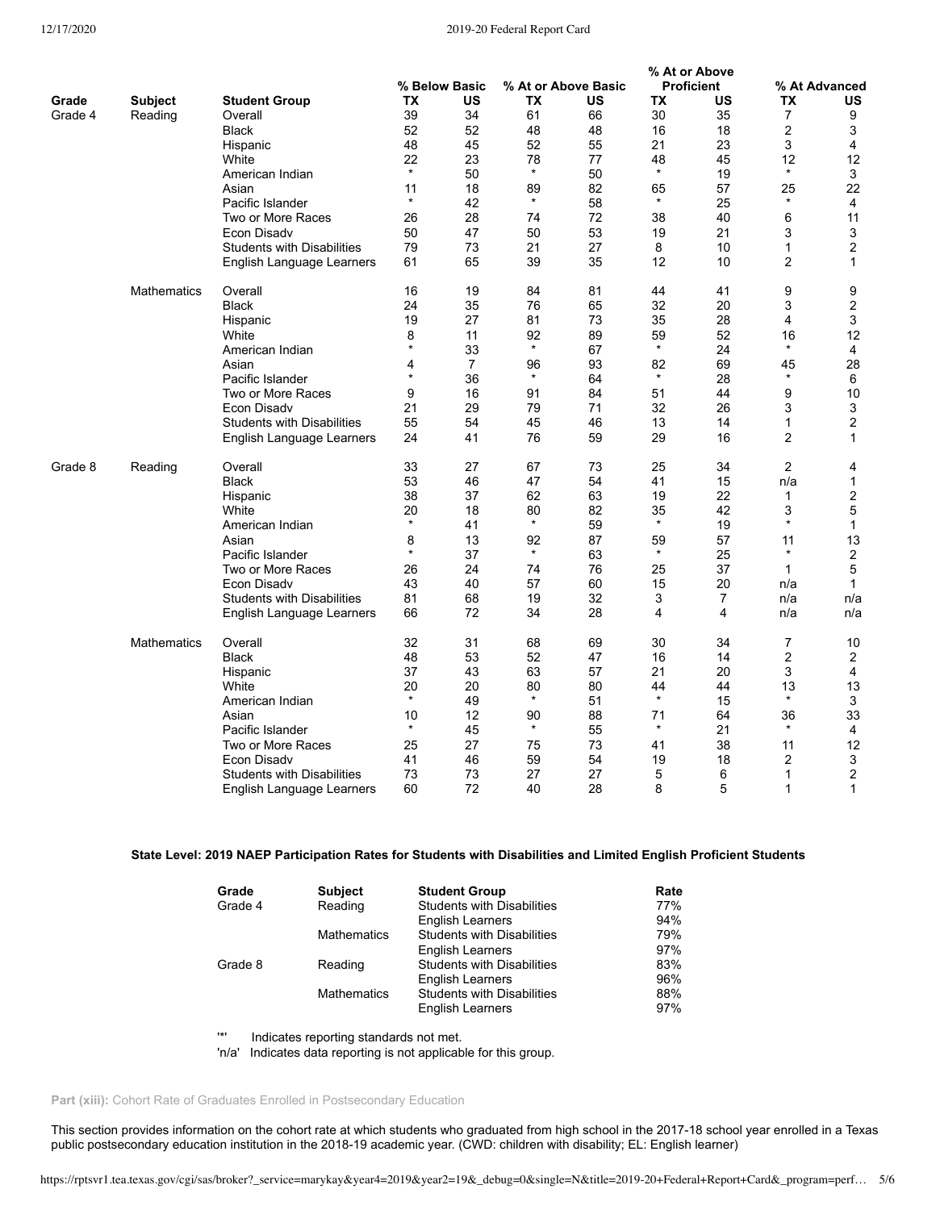| Grade | Subject | Student Group | % Below Basic | | % At or Above Basic | | % At or Above Proficient | | % At Advanced | |
|---|---|---|---|---|---|---|---|---|---|---|
| | | | TX | US | TX | US | TX | US | TX | US |
| Grade 4 | Reading | Overall | 39 | 34 | 61 | 66 | 30 | 35 | 7 | 9 |
| | | Black | 52 | 52 | 48 | 48 | 16 | 18 | 2 | 3 |
| | | Hispanic | 48 | 45 | 52 | 55 | 21 | 23 | 3 | 4 |
| | | White | 22 | 23 | 78 | 77 | 48 | 45 | 12 | 12 |
| | | American Indian | * | 50 | * | 50 | * | 19 | * | 3 |
| | | Asian | 11 | 18 | 89 | 82 | 65 | 57 | 25 | 22 |
| | | Pacific Islander | * | 42 | * | 58 | * | 25 | * | 4 |
| | | Two or More Races | 26 | 28 | 74 | 72 | 38 | 40 | 6 | 11 |
| | | Econ Disadv | 50 | 47 | 50 | 53 | 19 | 21 | 3 | 3 |
| | | Students with Disabilities | 79 | 73 | 21 | 27 | 8 | 10 | 1 | 2 |
| | | English Language Learners | 61 | 65 | 39 | 35 | 12 | 10 | 2 | 1 |
| | Mathematics | Overall | 16 | 19 | 84 | 81 | 44 | 41 | 9 | 9 |
| | | Black | 24 | 35 | 76 | 65 | 32 | 20 | 3 | 2 |
| | | Hispanic | 19 | 27 | 81 | 73 | 35 | 28 | 4 | 3 |
| | | White | 8 | 11 | 92 | 89 | 59 | 52 | 16 | 12 |
| | | American Indian | * | 33 | * | 67 | * | 24 | * | 4 |
| | | Asian | 4 | 7 | 96 | 93 | 82 | 69 | 45 | 28 |
| | | Pacific Islander | * | 36 | * | 64 | * | 28 | * | 6 |
| | | Two or More Races | 9 | 16 | 91 | 84 | 51 | 44 | 9 | 10 |
| | | Econ Disadv | 21 | 29 | 79 | 71 | 32 | 26 | 3 | 3 |
| | | Students with Disabilities | 55 | 54 | 45 | 46 | 13 | 14 | 1 | 2 |
| | | English Language Learners | 24 | 41 | 76 | 59 | 29 | 16 | 2 | 1 |
| Grade 8 | Reading | Overall | 33 | 27 | 67 | 73 | 25 | 34 | 2 | 4 |
| | | Black | 53 | 46 | 47 | 54 | 41 | 15 | n/a | 1 |
| | | Hispanic | 38 | 37 | 62 | 63 | 19 | 22 | 1 | 2 |
| | | White | 20 | 18 | 80 | 82 | 35 | 42 | 3 | 5 |
| | | American Indian | * | 41 | * | 59 | * | 19 | * | 1 |
| | | Asian | 8 | 13 | 92 | 87 | 59 | 57 | 11 | 13 |
| | | Pacific Islander | * | 37 | * | 63 | * | 25 | * | 2 |
| | | Two or More Races | 26 | 24 | 74 | 76 | 25 | 37 | 1 | 5 |
| | | Econ Disadv | 43 | 40 | 57 | 60 | 15 | 20 | n/a | 1 |
| | | Students with Disabilities | 81 | 68 | 19 | 32 | 3 | 7 | n/a | n/a |
| | | English Language Learners | 66 | 72 | 34 | 28 | 4 | 4 | n/a | n/a |
| | Mathematics | Overall | 32 | 31 | 68 | 69 | 30 | 34 | 7 | 10 |
| | | Black | 48 | 53 | 52 | 47 | 16 | 14 | 2 | 2 |
| | | Hispanic | 37 | 43 | 63 | 57 | 21 | 20 | 3 | 4 |
| | | White | 20 | 20 | 80 | 80 | 44 | 44 | 13 | 13 |
| | | American Indian | * | 49 | * | 51 | * | 15 | * | 3 |
| | | Asian | 10 | 12 | 90 | 88 | 71 | 64 | 36 | 33 |
| | | Pacific Islander | * | 45 | * | 55 | * | 21 | * | 4 |
| | | Two or More Races | 25 | 27 | 75 | 73 | 41 | 38 | 11 | 12 |
| | | Econ Disadv | 41 | 46 | 59 | 54 | 19 | 18 | 2 | 3 |
| | | Students with Disabilities | 73 | 73 | 27 | 27 | 5 | 6 | 1 | 2 |
| | | English Language Learners | 60 | 72 | 40 | 28 | 8 | 5 | 1 | 1 |

**State Level: 2019 NAEP Participation Rates for Students with Disabilities and Limited English Proficient Students**

| Grade | Subject | Student Group | Rate |
|---|---|---|---|
| Grade 4 | Reading | Students with Disabilities | 77% |
| | | English Learners | 94% |
| | Mathematics | Students with Disabilities | 79% |
| | | English Learners | 97% |
| Grade 8 | Reading | Students with Disabilities | 83% |
| | | English Learners | 96% |
| | Mathematics | Students with Disabilities | 88% |
| | | English Learners | 97% |

'*' Indicates reporting standards not met.
'n/a' Indicates data reporting is not applicable for this group.

**Part (xiii):** Cohort Rate of Graduates Enrolled in Postsecondary Education

This section provides information on the cohort rate at which students who graduated from high school in the 2017-18 school year enrolled in a Texas public postsecondary education institution in the 2018-19 academic year. (CWD: children with disability; EL: English learner)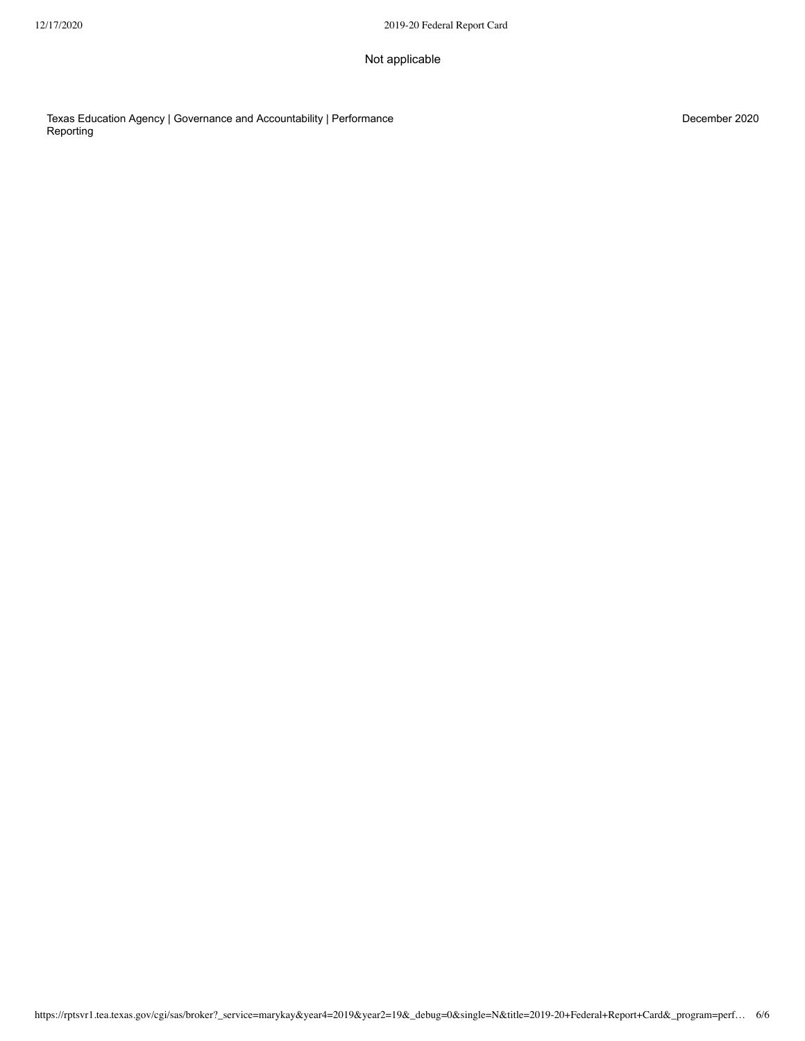Not applicable

Texas Education Agency | Governance and Accountability | Performance Reporting

December 2020